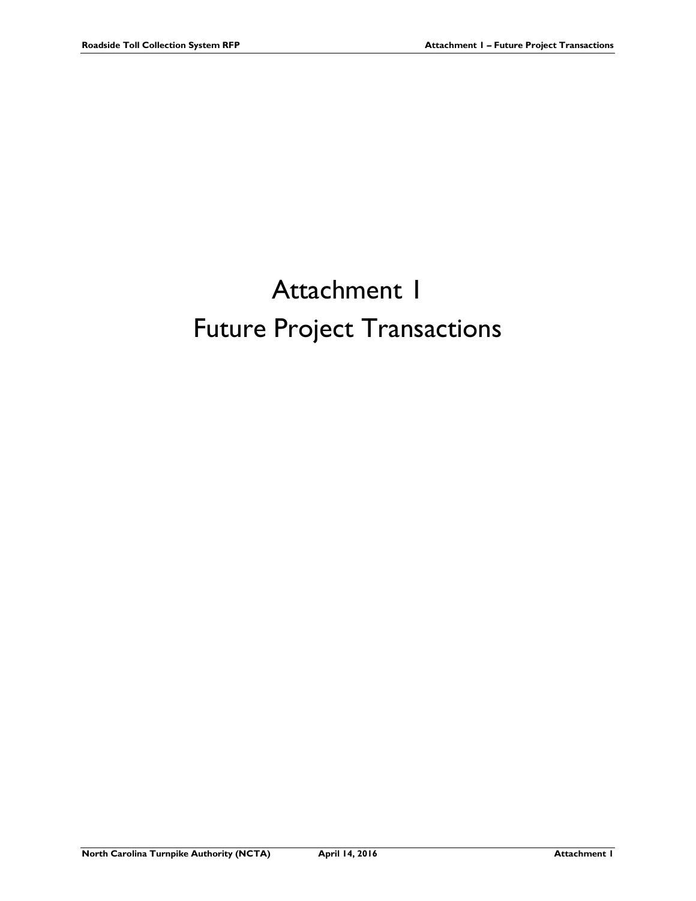# Attachment 1
# Future Project Transactions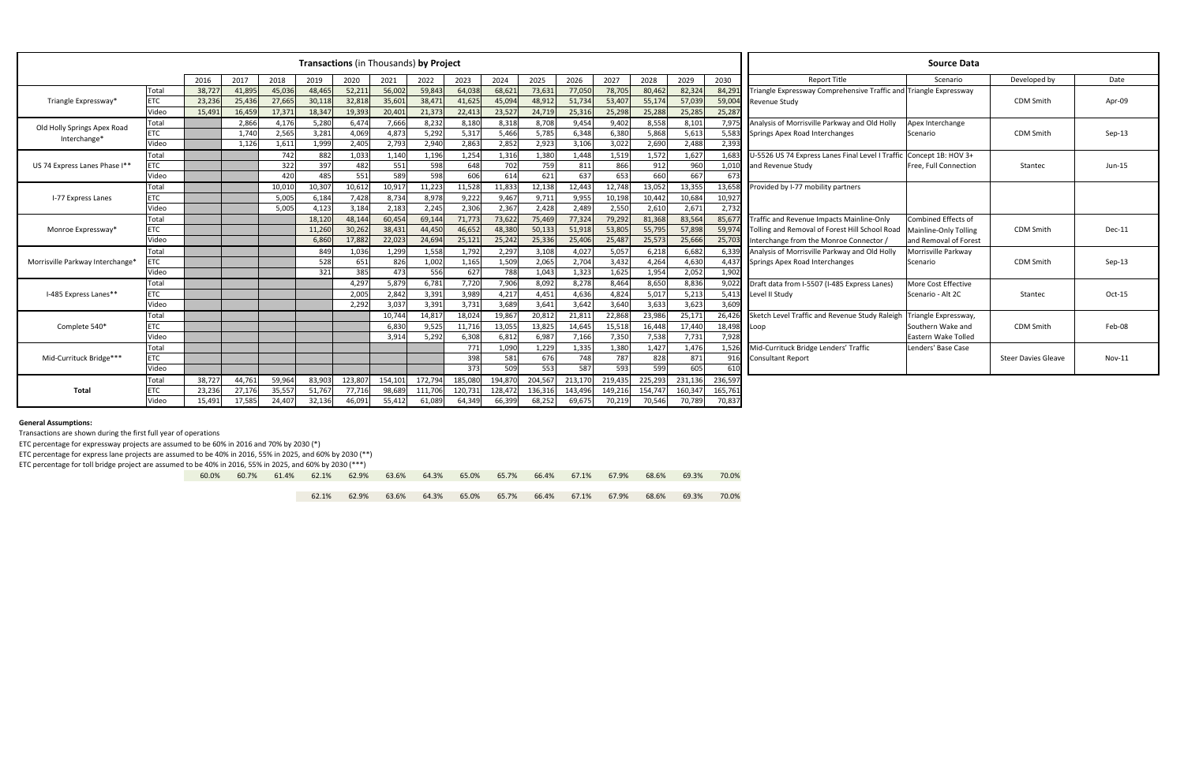| Transactions (in Thousands) by Project | | | | | | | | | | | | | | | | | Source Data | | | |
|---|---|---|---|---|---|---|---|---|---|---|---|---|---|---|---|---|---|---|---|---|
| | | 2016 | 2017 | 2018 | 2019 | 2020 | 2021 | 2022 | 2023 | 2024 | 2025 | 2026 | 2027 | 2028 | 2029 | 2030 | Report Title | Scenario | Developed by | Date |
| Triangle Expressway* | Total | 38,727 | 41,895 | 45,036 | 48,465 | 52,211 | 56,002 | 59,843 | 64,038 | 68,621 | 73,631 | 77,050 | 78,705 | 80,462 | 82,324 | 84,291 | Triangle Expressway Comprehensive Traffic and Revenue Study | Triangle Expressway | CDM Smith | Apr-09 |
| | ETC | 23,236 | 25,436 | 27,665 | 30,118 | 32,818 | 35,601 | 38,471 | 41,625 | 45,094 | 48,912 | 51,734 | 53,407 | 55,174 | 57,039 | 59,004 | | | | |
| | Video | 15,491 | 16,459 | 17,371 | 18,347 | 19,393 | 20,401 | 21,373 | 22,413 | 23,527 | 24,719 | 25,316 | 25,298 | 25,288 | 25,285 | 25,287 | | | | |
| Old Holly Springs Apex Road Interchange* | Total | | 2,866 | 4,176 | 5,280 | 6,474 | 7,666 | 8,232 | 8,180 | 8,318 | 8,708 | 9,454 | 9,402 | 8,558 | 8,101 | 7,975 | Analysis of Morrisville Parkway and Old Holly Springs Apex Road Interchanges | Apex Interchange Scenario | CDM Smith | Sep-13 |
| | ETC | | 1,740 | 2,565 | 3,281 | 4,069 | 4,873 | 5,292 | 5,317 | 5,466 | 5,785 | 6,348 | 6,380 | 5,868 | 5,613 | 5,583 | | | | |
| | Video | | 1,126 | 1,611 | 1,999 | 2,405 | 2,793 | 2,940 | 2,863 | 2,852 | 2,923 | 3,106 | 3,022 | 2,690 | 2,488 | 2,393 | | | | |
| US 74 Express Lanes Phase I** | Total | | | 742 | 882 | 1,033 | 1,140 | 1,196 | 1,254 | 1,316 | 1,380 | 1,448 | 1,519 | 1,572 | 1,627 | 1,683 | U-5526 US 74 Express Lanes Final Level I Traffic and Revenue Study | Concept 1B: HOV 3+ Free, Full Connection | Stantec | Jun-15 |
| | ETC | | | 322 | 397 | 482 | 551 | 598 | 648 | 702 | 759 | 811 | 866 | 912 | 960 | 1,010 | | | | |
| | Video | | | 420 | 485 | 551 | 589 | 598 | 606 | 614 | 621 | 637 | 653 | 660 | 667 | 673 | | | | |
| I-77 Express Lanes | Total | | | 10,010 | 10,307 | 10,612 | 10,917 | 11,223 | 11,528 | 11,833 | 12,138 | 12,443 | 12,748 | 13,052 | 13,355 | 13,658 | Provided by I-77 mobility partners | | | |
| | ETC | | | 5,005 | 6,184 | 7,428 | 8,734 | 8,978 | 9,222 | 9,467 | 9,711 | 9,955 | 10,198 | 10,442 | 10,684 | 10,927 | | | | |
| | Video | | | 5,005 | 4,123 | 3,184 | 2,183 | 2,245 | 2,306 | 2,367 | 2,428 | 2,489 | 2,550 | 2,610 | 2,671 | 2,732 | | | | |
| Monroe Expressway* | Total | | | | 18,120 | 48,144 | 60,454 | 69,144 | 71,773 | 73,622 | 75,469 | 77,324 | 79,292 | 81,368 | 83,564 | 85,677 | Traffic and Revenue Impacts Mainline-Only Tolling and Removal of Forest Hill School Road Interchange from the Monroe Connector / | Combined Effects of Mainline-Only Tolling and Removal of Forest | CDM Smith | Dec-11 |
| | ETC | | | | 11,260 | 30,262 | 38,431 | 44,450 | 46,652 | 48,380 | 50,133 | 51,918 | 53,805 | 55,795 | 57,898 | 59,974 | | | | |
| | Video | | | | 6,860 | 17,882 | 22,023 | 24,694 | 25,121 | 25,242 | 25,336 | 25,406 | 25,487 | 25,573 | 25,666 | 25,703 | | | | |
| Morrisville Parkway Interchange* | Total | | | | 849 | 1,036 | 1,299 | 1,558 | 1,792 | 2,297 | 3,108 | 4,027 | 5,057 | 6,218 | 6,682 | 6,339 | Analysis of Morrisville Parkway and Old Holly Springs Apex Road Interchanges | Morrisville Parkway Scenario | CDM Smith | Sep-13 |
| | ETC | | | | 528 | 651 | 826 | 1,002 | 1,165 | 1,509 | 2,065 | 2,704 | 3,432 | 4,264 | 4,630 | 4,437 | | | | |
| | Video | | | | 321 | 385 | 473 | 556 | 627 | 788 | 1,043 | 1,323 | 1,625 | 1,954 | 2,052 | 1,902 | | | | |
| I-485 Express Lanes** | Total | | | | | 4,297 | 5,879 | 6,781 | 7,720 | 7,906 | 8,092 | 8,278 | 8,464 | 8,650 | 8,836 | 9,022 | Draft data from I-5507 (I-485 Express Lanes) Level II Study | More Cost Effective Scenario - Alt 2C | Stantec | Oct-15 |
| | ETC | | | | | 2,005 | 2,842 | 3,391 | 3,989 | 4,217 | 4,451 | 4,636 | 4,824 | 5,017 | 5,213 | 5,413 | | | | |
| | Video | | | | | 2,292 | 3,037 | 3,391 | 3,731 | 3,689 | 3,641 | 3,642 | 3,640 | 3,633 | 3,623 | 3,609 | | | | |
| Complete 540* | Total | | | | | | 10,744 | 14,817 | 18,024 | 19,867 | 20,812 | 21,811 | 22,868 | 23,986 | 25,171 | 26,426 | Sketch Level Traffic and Revenue Study Raleigh Loop | Triangle Expressway, Southern Wake and Eastern Wake Tolled | CDM Smith | Feb-08 |
| | ETC | | | | | | 6,830 | 9,525 | 11,716 | 13,055 | 13,825 | 14,645 | 15,518 | 16,448 | 17,440 | 18,498 | | | | |
| | Video | | | | | | 3,914 | 5,292 | 6,308 | 6,812 | 6,987 | 7,166 | 7,350 | 7,538 | 7,731 | 7,928 | | | | |
| Mid-Currituck Bridge*** | Total | | | | | | | | 771 | 1,090 | 1,229 | 1,335 | 1,380 | 1,427 | 1,476 | 1,526 | Mid-Currituck Bridge Lenders' Traffic Consultant Report | Lenders' Base Case | Steer Davies Gleave | Nov-11 |
| | ETC | | | | | | | | 398 | 581 | 676 | 748 | 787 | 828 | 871 | 916 | | | | |
| | Video | | | | | | | | 373 | 509 | 553 | 587 | 593 | 599 | 605 | 610 | | | | |
| **Total** | Total | 38,727 | 44,761 | 59,964 | 83,903 | 123,807 | 154,101 | 172,794 | 185,080 | 194,870 | 204,567 | 213,170 | 219,435 | 225,293 | 231,136 | 236,597 | | | | |
| | ETC | 23,236 | 27,176 | 35,557 | 51,767 | 77,716 | 98,689 | 111,706 | 120,731 | 128,472 | 136,316 | 143,496 | 149,216 | 154,747 | 160,347 | 165,761 | | | | |
| | Video | 15,491 | 17,585 | 24,407 | 32,136 | 46,091 | 55,412 | 61,089 | 64,349 | 66,399 | 68,252 | 69,675 | 70,219 | 70,546 | 70,789 | 70,837 | | | | |

**General Assumptions:**

Transactions are shown during the first full year of operations

ETC percentage for expressway projects are assumed to be 60% in 2016 and 70% by 2030 (*)

ETC percentage for express lane projects are assumed to be 40% in 2016, 55% in 2025, and 60% by 2030 (**)

ETC percentage for toll bridge project are assumed to be 40% in 2016, 55% in 2025, and 60% by 2030 (***)

| | | | | | | | | | | | | | | |
|---|---|---|---|---|---|---|---|---|---|---|---|---|---|---|
| 60.0% | 60.7% | 61.4% | 62.1% | 62.9% | 63.6% | 64.3% | 65.0% | 65.7% | 66.4% | 67.1% | 67.9% | 68.6% | 69.3% | 70.0% |
| | | | 62.1% | 62.9% | 63.6% | 64.3% | 65.0% | 65.7% | 66.4% | 67.1% | 67.9% | 68.6% | 69.3% | 70.0% |